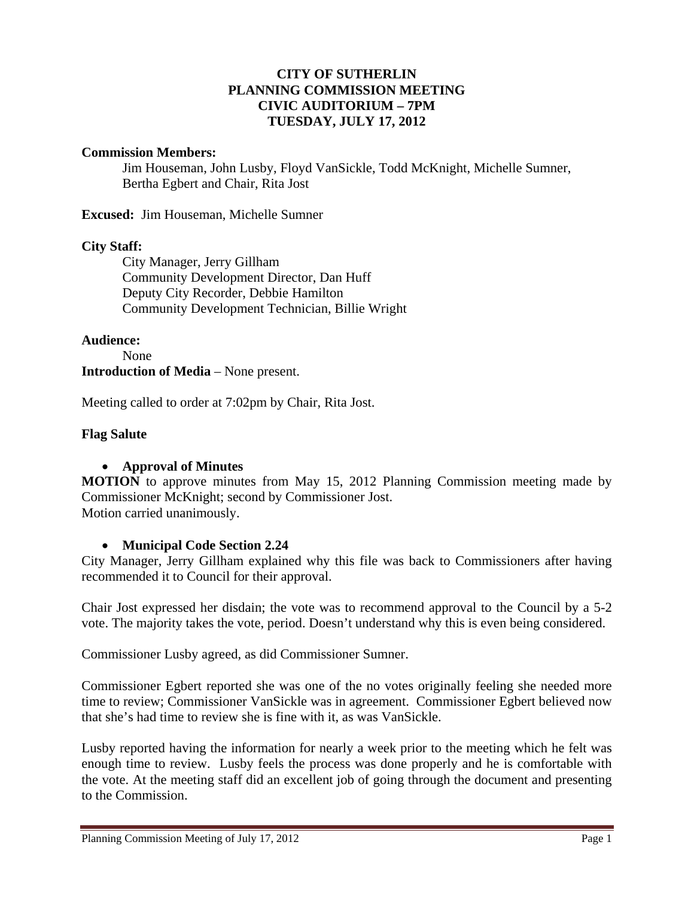# CITY OF SUTHERLIN
## PLANNING COMMISSION MEETING
## CIVIC AUDITORIUM – 7PM
## TUESDAY, JULY 17, 2012

**Commission Members:**

Jim Houseman, John Lusby, Floyd VanSickle, Todd McKnight, Michelle Sumner, Bertha Egbert and Chair, Rita Jost

**Excused:** Jim Houseman, Michelle Sumner

**City Staff:**

City Manager, Jerry Gillham
Community Development Director, Dan Huff
Deputy City Recorder, Debbie Hamilton
Community Development Technician, Billie Wright

**Audience:**

None

**Introduction of Media** – None present.

Meeting called to order at 7:02pm by Chair, Rita Jost.

**Flag Salute**

- **Approval of Minutes**

**MOTION** to approve minutes from May 15, 2012 Planning Commission meeting made by Commissioner McKnight; second by Commissioner Jost.
Motion carried unanimously.

- **Municipal Code Section 2.24**

City Manager, Jerry Gillham explained why this file was back to Commissioners after having recommended it to Council for their approval.

Chair Jost expressed her disdain; the vote was to recommend approval to the Council by a 5-2 vote. The majority takes the vote, period. Doesn't understand why this is even being considered.

Commissioner Lusby agreed, as did Commissioner Sumner.

Commissioner Egbert reported she was one of the no votes originally feeling she needed more time to review; Commissioner VanSickle was in agreement. Commissioner Egbert believed now that she's had time to review she is fine with it, as was VanSickle.

Lusby reported having the information for nearly a week prior to the meeting which he felt was enough time to review. Lusby feels the process was done properly and he is comfortable with the vote. At the meeting staff did an excellent job of going through the document and presenting to the Commission.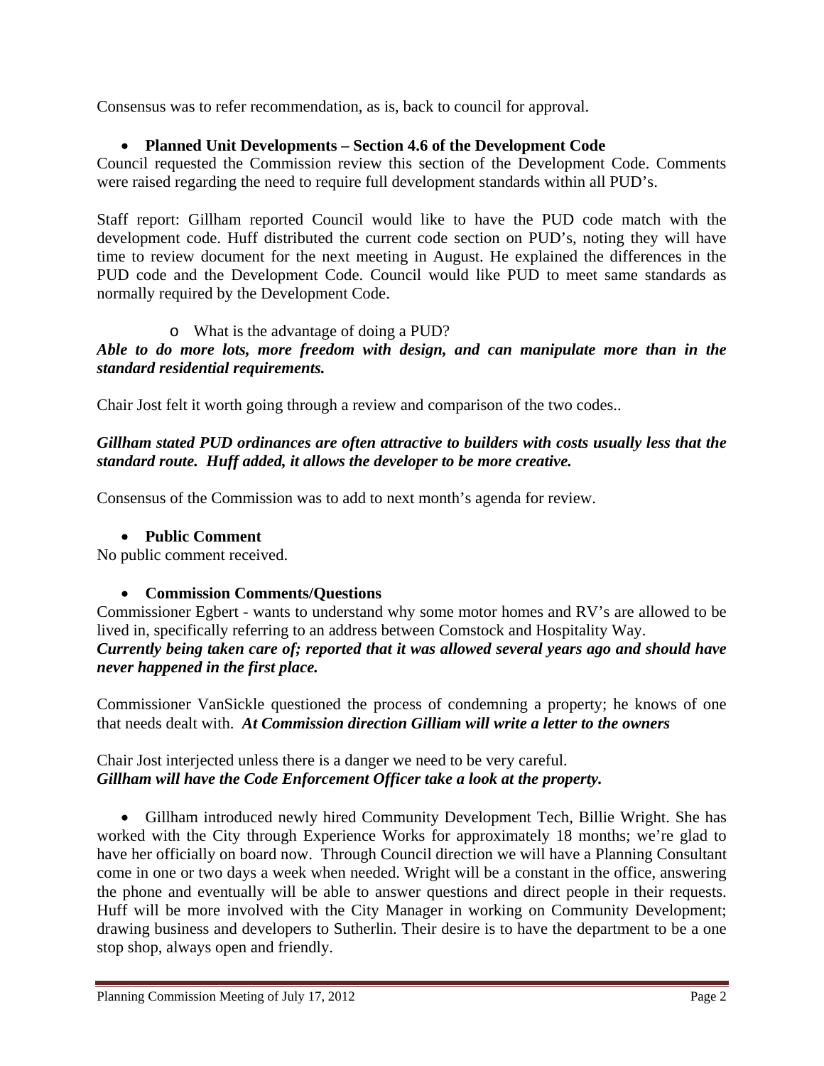Consensus was to refer recommendation, as is, back to council for approval.

- **Planned Unit Developments – Section 4.6 of the Development Code**

Council requested the Commission review this section of the Development Code. Comments were raised regarding the need to require full development standards within all PUD's.

Staff report: Gillham reported Council would like to have the PUD code match with the development code. Huff distributed the current code section on PUD's, noting they will have time to review document for the next meeting in August. He explained the differences in the PUD code and the Development Code. Council would like PUD to meet same standards as normally required by the Development Code.

  - What is the advantage of doing a PUD?

***Able to do more lots, more freedom with design, and can manipulate more than in the standard residential requirements.***

Chair Jost felt it worth going through a review and comparison of the two codes..

***Gillham stated PUD ordinances are often attractive to builders with costs usually less that the standard route. Huff added, it allows the developer to be more creative.***

Consensus of the Commission was to add to next month's agenda for review.

- **Public Comment**

No public comment received.

- **Commission Comments/Questions**

Commissioner Egbert - wants to understand why some motor homes and RV's are allowed to be lived in, specifically referring to an address between Comstock and Hospitality Way.
***Currently being taken care of; reported that it was allowed several years ago and should have never happened in the first place.***

Commissioner VanSickle questioned the process of condemning a property; he knows of one that needs dealt with. ***At Commission direction Gilliam will write a letter to the owners***

Chair Jost interjected unless there is a danger we need to be very careful.
***Gillham will have the Code Enforcement Officer take a look at the property.***

- Gillham introduced newly hired Community Development Tech, Billie Wright. She has worked with the City through Experience Works for approximately 18 months; we're glad to have her officially on board now. Through Council direction we will have a Planning Consultant come in one or two days a week when needed. Wright will be a constant in the office, answering the phone and eventually will be able to answer questions and direct people in their requests. Huff will be more involved with the City Manager in working on Community Development; drawing business and developers to Sutherlin. Their desire is to have the department to be a one stop shop, always open and friendly.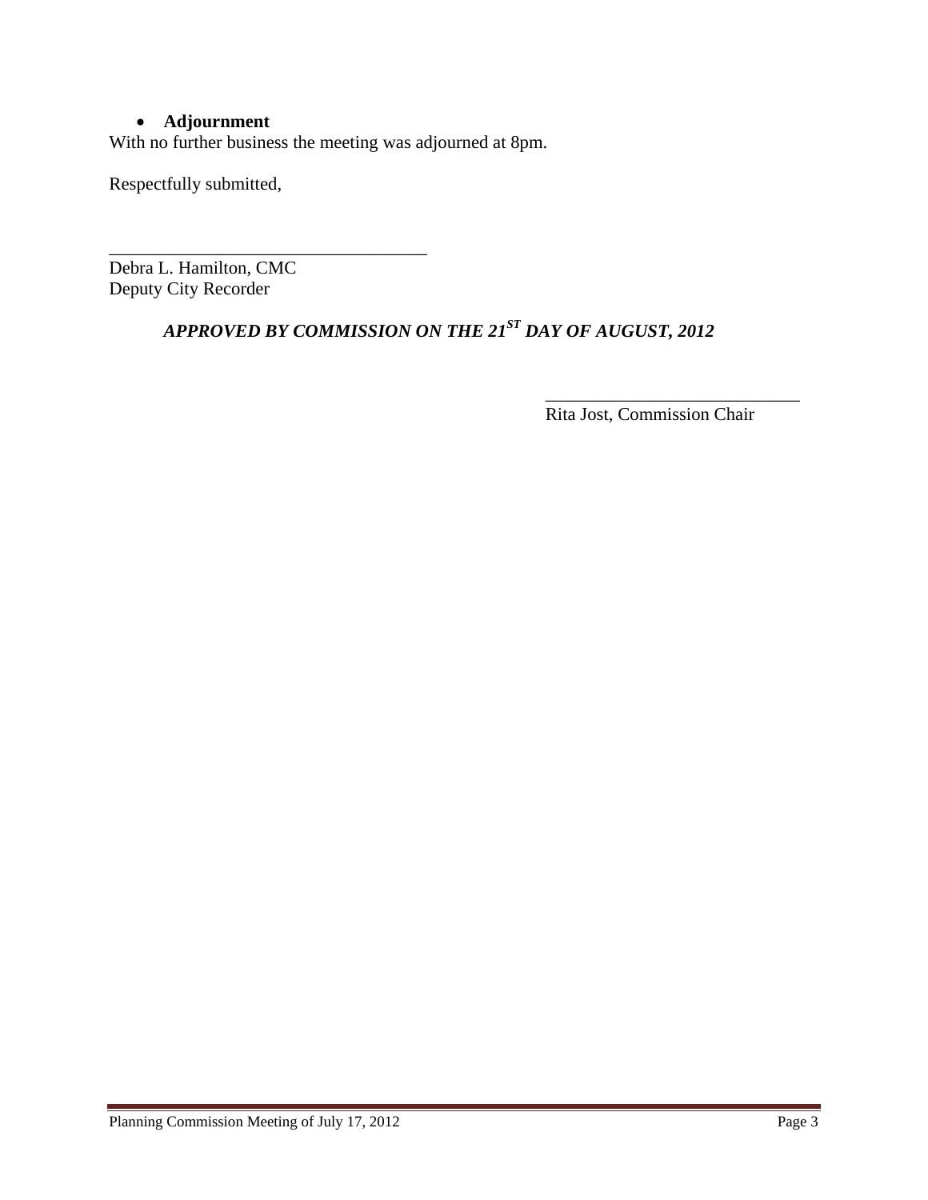- **Adjournment**

With no further business the meeting was adjourned at 8pm.

Respectfully submitted,

___________________________________
Debra L. Hamilton, CMC
Deputy City Recorder

***APPROVED BY COMMISSION ON THE 21ST DAY OF AUGUST, 2012***

___________________________
Rita Jost, Commission Chair